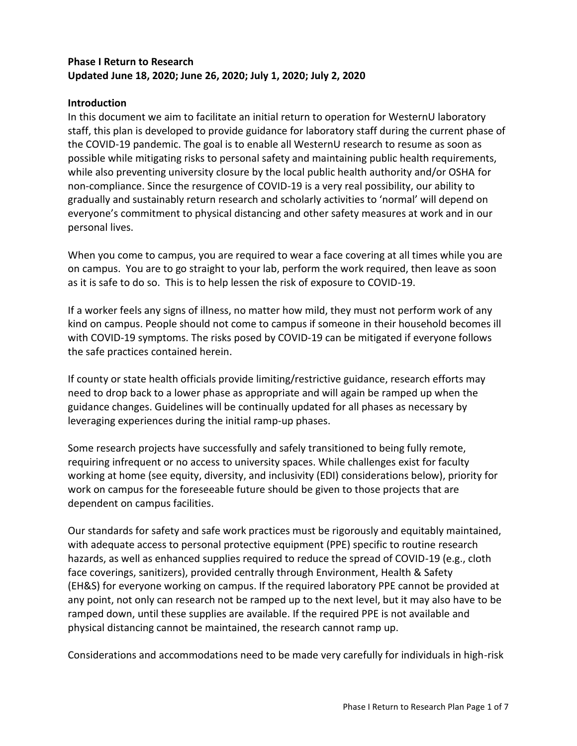**Phase I Return to Research**
**Updated June 18, 2020; June 26, 2020; July 1, 2020; July 2, 2020**

## Introduction

In this document we aim to facilitate an initial return to operation for WesternU laboratory staff, this plan is developed to provide guidance for laboratory staff during the current phase of the COVID-19 pandemic. The goal is to enable all WesternU research to resume as soon as possible while mitigating risks to personal safety and maintaining public health requirements, while also preventing university closure by the local public health authority and/or OSHA for non-compliance. Since the resurgence of COVID-19 is a very real possibility, our ability to gradually and sustainably return research and scholarly activities to 'normal' will depend on everyone's commitment to physical distancing and other safety measures at work and in our personal lives.

When you come to campus, you are required to wear a face covering at all times while you are on campus. You are to go straight to your lab, perform the work required, then leave as soon as it is safe to do so. This is to help lessen the risk of exposure to COVID-19.

If a worker feels any signs of illness, no matter how mild, they must not perform work of any kind on campus. People should not come to campus if someone in their household becomes ill with COVID-19 symptoms. The risks posed by COVID-19 can be mitigated if everyone follows the safe practices contained herein.

If county or state health officials provide limiting/restrictive guidance, research efforts may need to drop back to a lower phase as appropriate and will again be ramped up when the guidance changes. Guidelines will be continually updated for all phases as necessary by leveraging experiences during the initial ramp-up phases.

Some research projects have successfully and safely transitioned to being fully remote, requiring infrequent or no access to university spaces. While challenges exist for faculty working at home (see equity, diversity, and inclusivity (EDI) considerations below), priority for work on campus for the foreseeable future should be given to those projects that are dependent on campus facilities.

Our standards for safety and safe work practices must be rigorously and equitably maintained, with adequate access to personal protective equipment (PPE) specific to routine research hazards, as well as enhanced supplies required to reduce the spread of COVID-19 (e.g., cloth face coverings, sanitizers), provided centrally through Environment, Health & Safety (EH&S) for everyone working on campus. If the required laboratory PPE cannot be provided at any point, not only can research not be ramped up to the next level, but it may also have to be ramped down, until these supplies are available. If the required PPE is not available and physical distancing cannot be maintained, the research cannot ramp up.

Considerations and accommodations need to be made very carefully for individuals in high-risk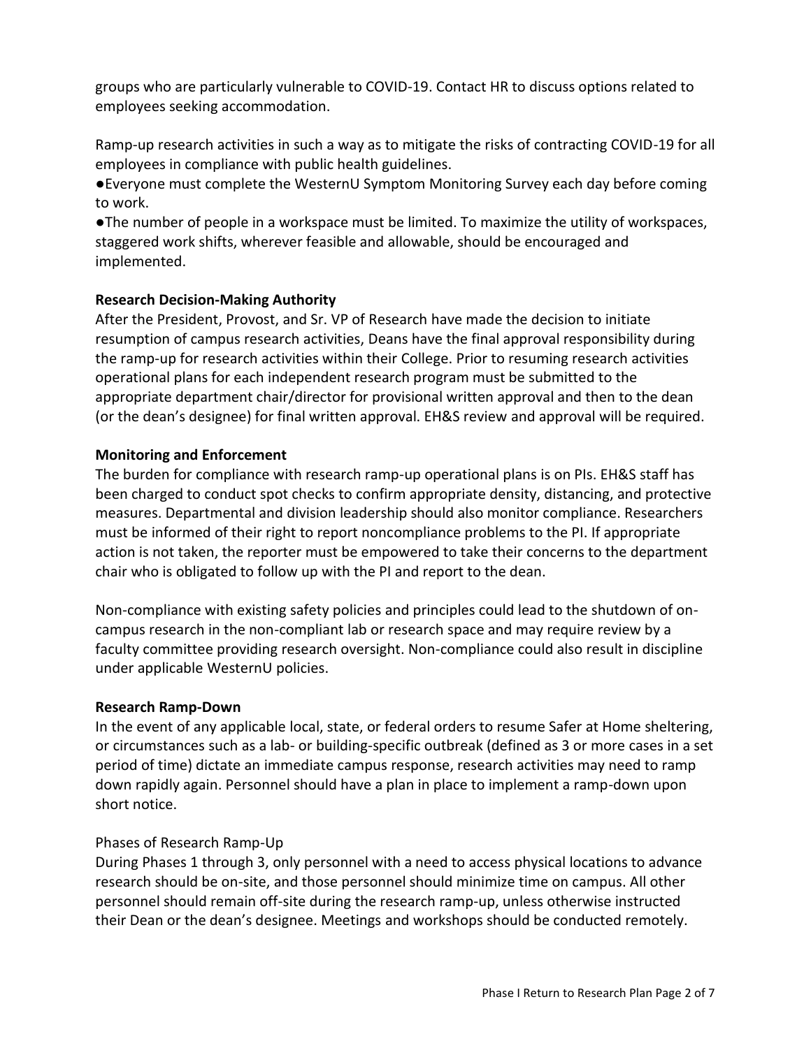groups who are particularly vulnerable to COVID-19. Contact HR to discuss options related to employees seeking accommodation.

Ramp-up research activities in such a way as to mitigate the risks of contracting COVID-19 for all employees in compliance with public health guidelines.

- Everyone must complete the WesternU Symptom Monitoring Survey each day before coming to work.
- The number of people in a workspace must be limited. To maximize the utility of workspaces, staggered work shifts, wherever feasible and allowable, should be encouraged and implemented.

**Research Decision-Making Authority**

After the President, Provost, and Sr. VP of Research have made the decision to initiate resumption of campus research activities, Deans have the final approval responsibility during the ramp-up for research activities within their College. Prior to resuming research activities operational plans for each independent research program must be submitted to the appropriate department chair/director for provisional written approval and then to the dean (or the dean's designee) for final written approval. EH&S review and approval will be required.

**Monitoring and Enforcement**

The burden for compliance with research ramp-up operational plans is on PIs. EH&S staff has been charged to conduct spot checks to confirm appropriate density, distancing, and protective measures. Departmental and division leadership should also monitor compliance. Researchers must be informed of their right to report noncompliance problems to the PI. If appropriate action is not taken, the reporter must be empowered to take their concerns to the department chair who is obligated to follow up with the PI and report to the dean.

Non-compliance with existing safety policies and principles could lead to the shutdown of on-campus research in the non-compliant lab or research space and may require review by a faculty committee providing research oversight. Non-compliance could also result in discipline under applicable WesternU policies.

**Research Ramp-Down**

In the event of any applicable local, state, or federal orders to resume Safer at Home sheltering, or circumstances such as a lab- or building-specific outbreak (defined as 3 or more cases in a set period of time) dictate an immediate campus response, research activities may need to ramp down rapidly again. Personnel should have a plan in place to implement a ramp-down upon short notice.

Phases of Research Ramp-Up

During Phases 1 through 3, only personnel with a need to access physical locations to advance research should be on-site, and those personnel should minimize time on campus. All other personnel should remain off-site during the research ramp-up, unless otherwise instructed their Dean or the dean's designee. Meetings and workshops should be conducted remotely.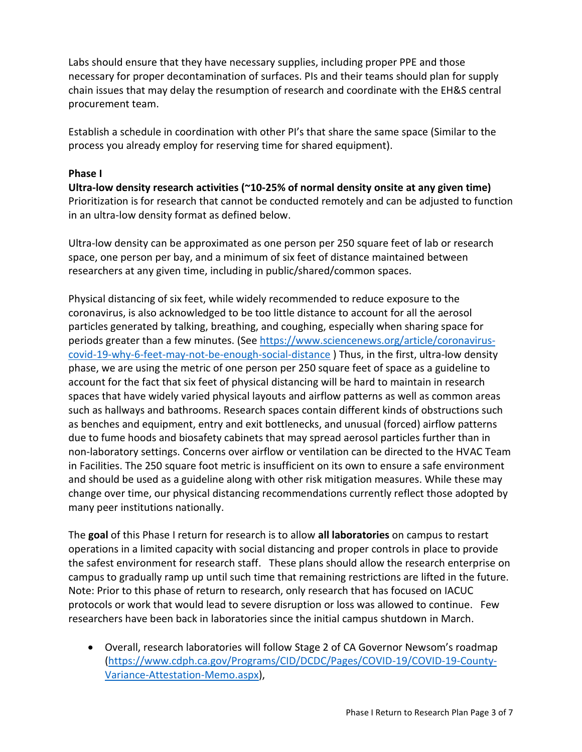Labs should ensure that they have necessary supplies, including proper PPE and those necessary for proper decontamination of surfaces. PIs and their teams should plan for supply chain issues that may delay the resumption of research and coordinate with the EH&S central procurement team.

Establish a schedule in coordination with other PI's that share the same space (Similar to the process you already employ for reserving time for shared equipment).

**Phase I**

**Ultra-low density research activities (~10-25% of normal density onsite at any given time)**
Prioritization is for research that cannot be conducted remotely and can be adjusted to function in an ultra-low density format as defined below.

Ultra-low density can be approximated as one person per 250 square feet of lab or research space, one person per bay, and a minimum of six feet of distance maintained between researchers at any given time, including in public/shared/common spaces.

Physical distancing of six feet, while widely recommended to reduce exposure to the coronavirus, is also acknowledged to be too little distance to account for all the aerosol particles generated by talking, breathing, and coughing, especially when sharing space for periods greater than a few minutes. (See [https://www.sciencenews.org/article/coronavirus-covid-19-why-6-feet-may-not-be-enough-social-distance](https://www.sciencenews.org/article/coronavirus-covid-19-why-6-feet-may-not-be-enough-social-distance) ) Thus, in the first, ultra-low density phase, we are using the metric of one person per 250 square feet of space as a guideline to account for the fact that six feet of physical distancing will be hard to maintain in research spaces that have widely varied physical layouts and airflow patterns as well as common areas such as hallways and bathrooms. Research spaces contain different kinds of obstructions such as benches and equipment, entry and exit bottlenecks, and unusual (forced) airflow patterns due to fume hoods and biosafety cabinets that may spread aerosol particles further than in non-laboratory settings. Concerns over airflow or ventilation can be directed to the HVAC Team in Facilities. The 250 square foot metric is insufficient on its own to ensure a safe environment and should be used as a guideline along with other risk mitigation measures. While these may change over time, our physical distancing recommendations currently reflect those adopted by many peer institutions nationally.

The **goal** of this Phase I return for research is to allow **all laboratories** on campus to restart operations in a limited capacity with social distancing and proper controls in place to provide the safest environment for research staff. These plans should allow the research enterprise on campus to gradually ramp up until such time that remaining restrictions are lifted in the future. Note: Prior to this phase of return to research, only research that has focused on IACUC protocols or work that would lead to severe disruption or loss was allowed to continue. Few researchers have been back in laboratories since the initial campus shutdown in March.

- Overall, research laboratories will follow Stage 2 of CA Governor Newsom's roadmap ([https://www.cdph.ca.gov/Programs/CID/DCDC/Pages/COVID-19/COVID-19-County-Variance-Attestation-Memo.aspx](https://www.cdph.ca.gov/Programs/CID/DCDC/Pages/COVID-19/COVID-19-County-Variance-Attestation-Memo.aspx)),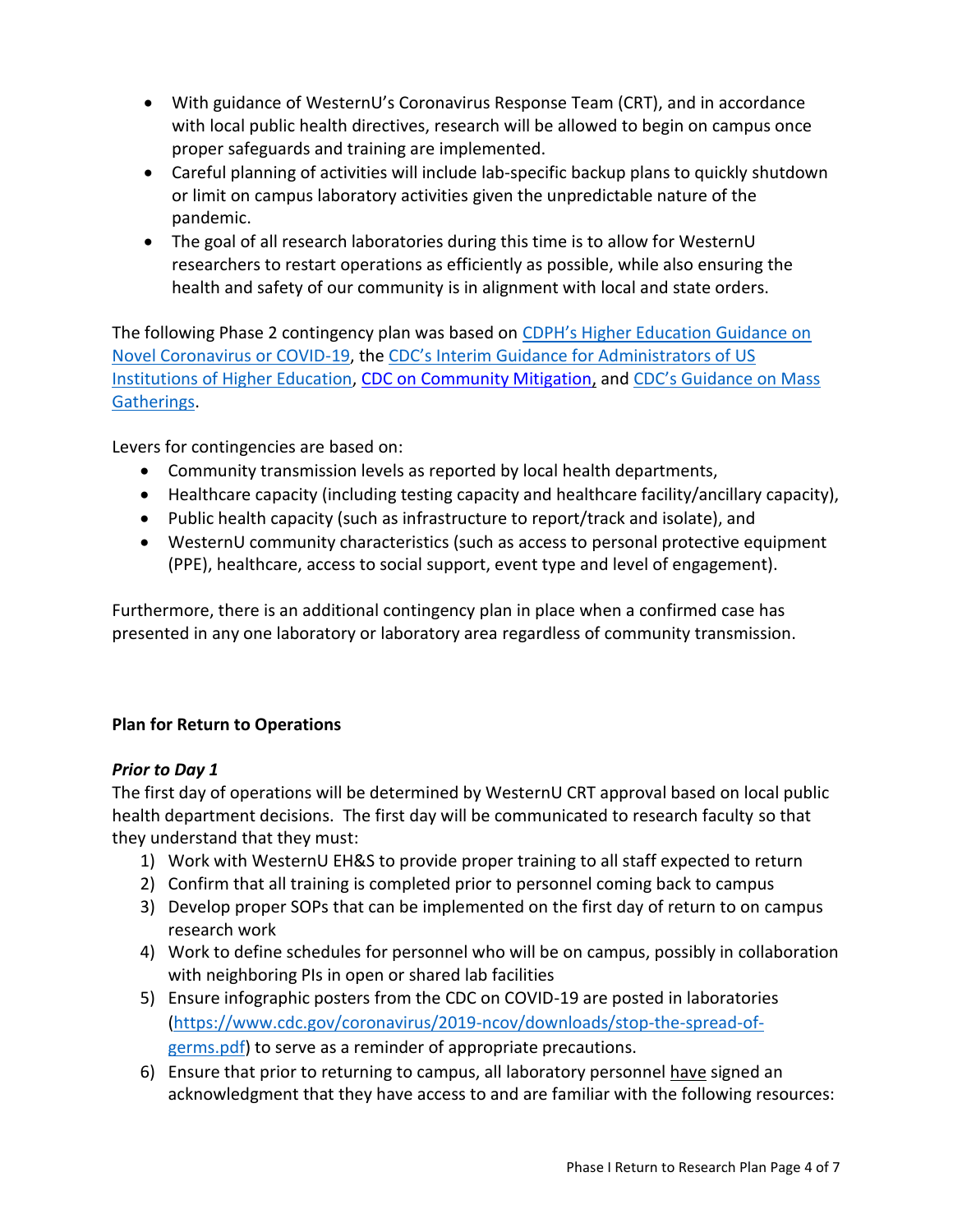- With guidance of WesternU's Coronavirus Response Team (CRT), and in accordance with local public health directives, research will be allowed to begin on campus once proper safeguards and training are implemented.
- Careful planning of activities will include lab-specific backup plans to quickly shutdown or limit on campus laboratory activities given the unpredictable nature of the pandemic.
- The goal of all research laboratories during this time is to allow for WesternU researchers to restart operations as efficiently as possible, while also ensuring the health and safety of our community is in alignment with local and state orders.

The following Phase 2 contingency plan was based on CDPH's Higher Education Guidance on Novel Coronavirus or COVID-19, the CDC's Interim Guidance for Administrators of US Institutions of Higher Education, CDC on Community Mitigation, and CDC's Guidance on Mass Gatherings.

Levers for contingencies are based on:

- Community transmission levels as reported by local health departments,
- Healthcare capacity (including testing capacity and healthcare facility/ancillary capacity),
- Public health capacity (such as infrastructure to report/track and isolate), and
- WesternU community characteristics (such as access to personal protective equipment (PPE), healthcare, access to social support, event type and level of engagement).

Furthermore, there is an additional contingency plan in place when a confirmed case has presented in any one laboratory or laboratory area regardless of community transmission.

**Plan for Return to Operations**

***Prior to Day 1***

The first day of operations will be determined by WesternU CRT approval based on local public health department decisions. The first day will be communicated to research faculty so that they understand that they must:

1) Work with WesternU EH&S to provide proper training to all staff expected to return
2) Confirm that all training is completed prior to personnel coming back to campus
3) Develop proper SOPs that can be implemented on the first day of return to on campus research work
4) Work to define schedules for personnel who will be on campus, possibly in collaboration with neighboring PIs in open or shared lab facilities
5) Ensure infographic posters from the CDC on COVID-19 are posted in laboratories (https://www.cdc.gov/coronavirus/2019-ncov/downloads/stop-the-spread-of-germs.pdf) to serve as a reminder of appropriate precautions.
6) Ensure that prior to returning to campus, all laboratory personnel have signed an acknowledgment that they have access to and are familiar with the following resources: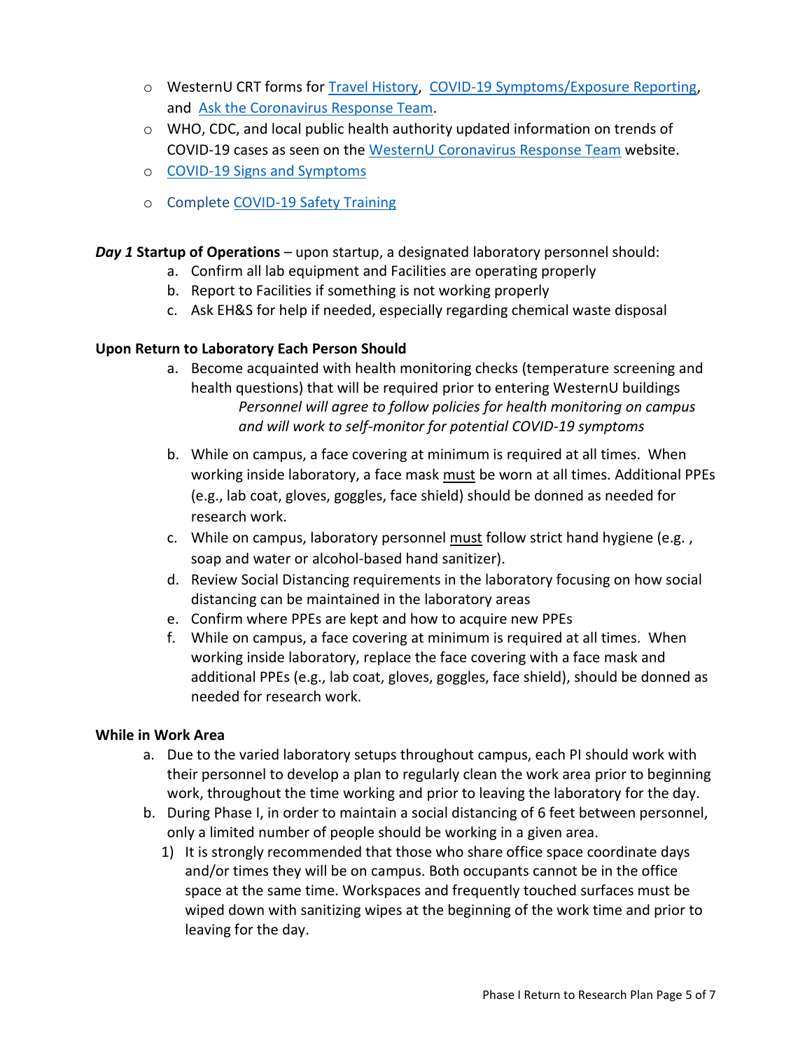- WesternU CRT forms for Travel History, COVID-19 Symptoms/Exposure Reporting, and Ask the Coronavirus Response Team.
- WHO, CDC, and local public health authority updated information on trends of COVID-19 cases as seen on the WesternU Coronavirus Response Team website.
- COVID-19 Signs and Symptoms
- Complete COVID-19 Safety Training

***Day 1* Startup of Operations** – upon startup, a designated laboratory personnel should:

a. Confirm all lab equipment and Facilities are operating properly
b. Report to Facilities if something is not working properly
c. Ask EH&S for help if needed, especially regarding chemical waste disposal

**Upon Return to Laboratory Each Person Should**

a. Become acquainted with health monitoring checks (temperature screening and health questions) that will be required prior to entering WesternU buildings
   *Personnel will agree to follow policies for health monitoring on campus and will work to self-monitor for potential COVID-19 symptoms*
b. While on campus, a face covering at minimum is required at all times. When working inside laboratory, a face mask <u>must</u> be worn at all times. Additional PPEs (e.g., lab coat, gloves, goggles, face shield) should be donned as needed for research work.
c. While on campus, laboratory personnel <u>must</u> follow strict hand hygiene (e.g. , soap and water or alcohol-based hand sanitizer).
d. Review Social Distancing requirements in the laboratory focusing on how social distancing can be maintained in the laboratory areas
e. Confirm where PPEs are kept and how to acquire new PPEs
f. While on campus, a face covering at minimum is required at all times. When working inside laboratory, replace the face covering with a face mask and additional PPEs (e.g., lab coat, gloves, goggles, face shield), should be donned as needed for research work.

**While in Work Area**

a. Due to the varied laboratory setups throughout campus, each PI should work with their personnel to develop a plan to regularly clean the work area prior to beginning work, throughout the time working and prior to leaving the laboratory for the day.
b. During Phase I, in order to maintain a social distancing of 6 feet between personnel, only a limited number of people should be working in a given area.
   1) It is strongly recommended that those who share office space coordinate days and/or times they will be on campus. Both occupants cannot be in the office space at the same time. Workspaces and frequently touched surfaces must be wiped down with sanitizing wipes at the beginning of the work time and prior to leaving for the day.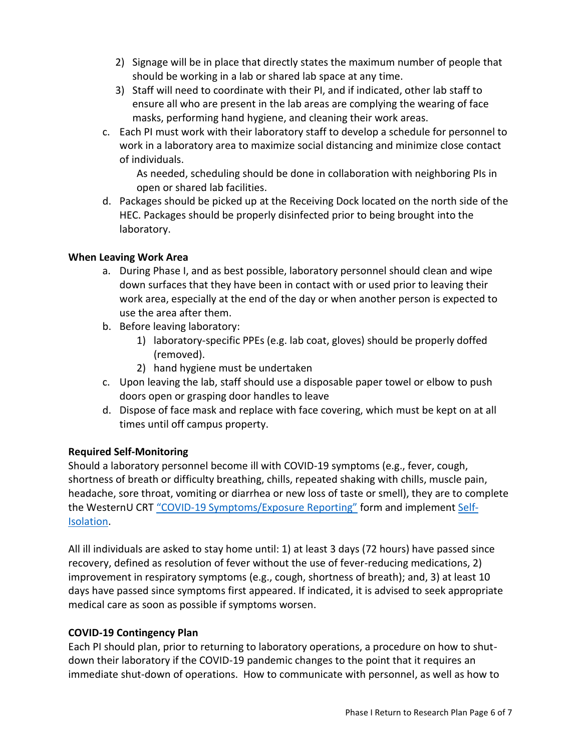2) Signage will be in place that directly states the maximum number of people that should be working in a lab or shared lab space at any time.
3) Staff will need to coordinate with their PI, and if indicated, other lab staff to ensure all who are present in the lab areas are complying the wearing of face masks, performing hand hygiene, and cleaning their work areas.

c. Each PI must work with their laboratory staff to develop a schedule for personnel to work in a laboratory area to maximize social distancing and minimize close contact of individuals.

   As needed, scheduling should be done in collaboration with neighboring PIs in open or shared lab facilities.

d. Packages should be picked up at the Receiving Dock located on the north side of the HEC. Packages should be properly disinfected prior to being brought into the laboratory.

**When Leaving Work Area**

a. During Phase I, and as best possible, laboratory personnel should clean and wipe down surfaces that they have been in contact with or used prior to leaving their work area, especially at the end of the day or when another person is expected to use the area after them.

b. Before leaving laboratory:
   1) laboratory-specific PPEs (e.g. lab coat, gloves) should be properly doffed (removed).
   2) hand hygiene must be undertaken

c. Upon leaving the lab, staff should use a disposable paper towel or elbow to push doors open or grasping door handles to leave

d. Dispose of face mask and replace with face covering, which must be kept on at all times until off campus property.

**Required Self-Monitoring**

Should a laboratory personnel become ill with COVID-19 symptoms (e.g., fever, cough, shortness of breath or difficulty breathing, chills, repeated shaking with chills, muscle pain, headache, sore throat, vomiting or diarrhea or new loss of taste or smell), they are to complete the WesternU CRT "COVID-19 Symptoms/Exposure Reporting" form and implement Self-Isolation.

All ill individuals are asked to stay home until: 1) at least 3 days (72 hours) have passed since recovery, defined as resolution of fever without the use of fever-reducing medications, 2) improvement in respiratory symptoms (e.g., cough, shortness of breath); and, 3) at least 10 days have passed since symptoms first appeared. If indicated, it is advised to seek appropriate medical care as soon as possible if symptoms worsen.

**COVID-19 Contingency Plan**

Each PI should plan, prior to returning to laboratory operations, a procedure on how to shut-down their laboratory if the COVID-19 pandemic changes to the point that it requires an immediate shut-down of operations. How to communicate with personnel, as well as how to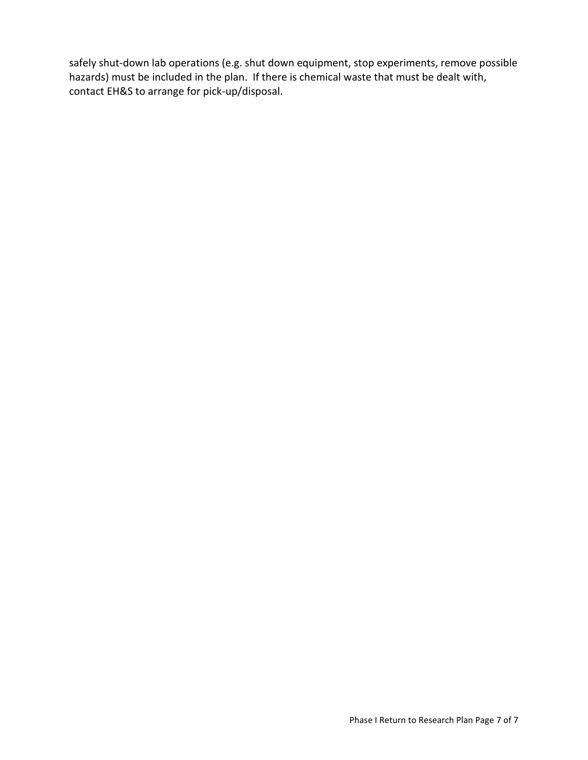safely shut-down lab operations (e.g. shut down equipment, stop experiments, remove possible hazards) must be included in the plan. If there is chemical waste that must be dealt with, contact EH&S to arrange for pick-up/disposal.